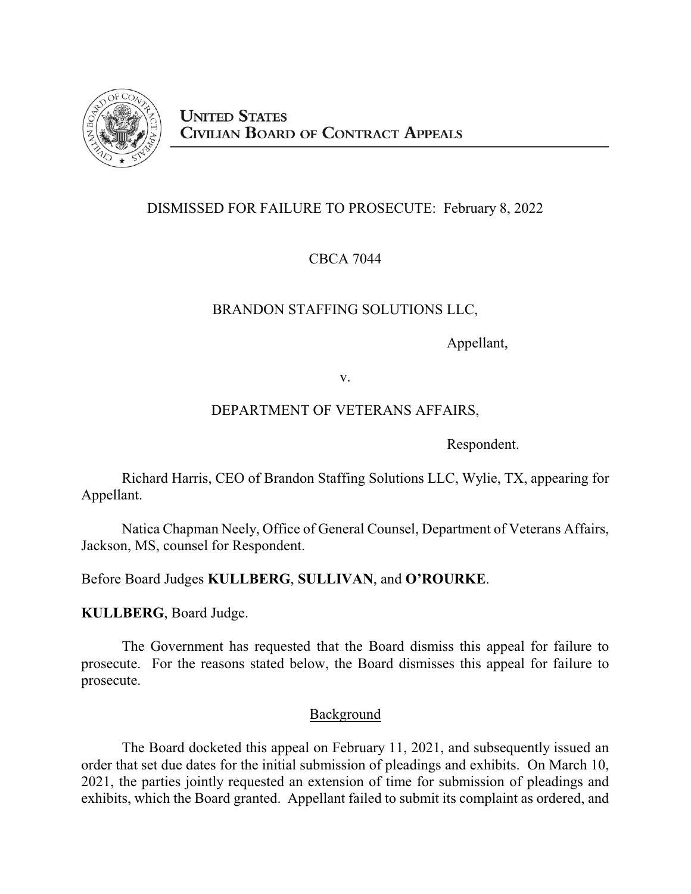**UNITED STATES**
**CIVILIAN BOARD OF CONTRACT APPEALS**

DISMISSED FOR FAILURE TO PROSECUTE: February 8, 2022

CBCA 7044

BRANDON STAFFING SOLUTIONS LLC,

Appellant,

v.

DEPARTMENT OF VETERANS AFFAIRS,

Respondent.

Richard Harris, CEO of Brandon Staffing Solutions LLC, Wylie, TX, appearing for Appellant.

Natica Chapman Neely, Office of General Counsel, Department of Veterans Affairs, Jackson, MS, counsel for Respondent.

Before Board Judges **KULLBERG**, **SULLIVAN**, and **O'ROURKE**.

**KULLBERG**, Board Judge.

The Government has requested that the Board dismiss this appeal for failure to prosecute. For the reasons stated below, the Board dismisses this appeal for failure to prosecute.

## Background

The Board docketed this appeal on February 11, 2021, and subsequently issued an order that set due dates for the initial submission of pleadings and exhibits. On March 10, 2021, the parties jointly requested an extension of time for submission of pleadings and exhibits, which the Board granted. Appellant failed to submit its complaint as ordered, and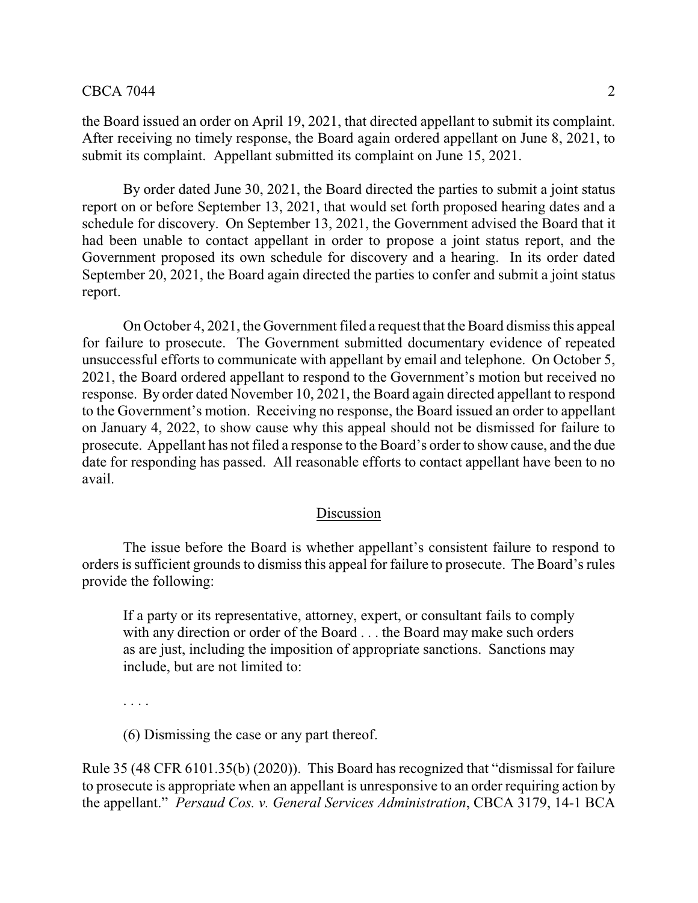the Board issued an order on April 19, 2021, that directed appellant to submit its complaint. After receiving no timely response, the Board again ordered appellant on June 8, 2021, to submit its complaint. Appellant submitted its complaint on June 15, 2021.

By order dated June 30, 2021, the Board directed the parties to submit a joint status report on or before September 13, 2021, that would set forth proposed hearing dates and a schedule for discovery. On September 13, 2021, the Government advised the Board that it had been unable to contact appellant in order to propose a joint status report, and the Government proposed its own schedule for discovery and a hearing. In its order dated September 20, 2021, the Board again directed the parties to confer and submit a joint status report.

On October 4, 2021, the Government filed a request that the Board dismiss this appeal for failure to prosecute. The Government submitted documentary evidence of repeated unsuccessful efforts to communicate with appellant by email and telephone. On October 5, 2021, the Board ordered appellant to respond to the Government's motion but received no response. By order dated November 10, 2021, the Board again directed appellant to respond to the Government's motion. Receiving no response, the Board issued an order to appellant on January 4, 2022, to show cause why this appeal should not be dismissed for failure to prosecute. Appellant has not filed a response to the Board's order to show cause, and the due date for responding has passed. All reasonable efforts to contact appellant have been to no avail.

## Discussion

The issue before the Board is whether appellant's consistent failure to respond to orders is sufficient grounds to dismiss this appeal for failure to prosecute. The Board's rules provide the following:

> If a party or its representative, attorney, expert, or consultant fails to comply with any direction or order of the Board . . . the Board may make such orders as are just, including the imposition of appropriate sanctions. Sanctions may include, but are not limited to:
>
> . . . .
>
> (6) Dismissing the case or any part thereof.

Rule 35 (48 CFR 6101.35(b) (2020)). This Board has recognized that "dismissal for failure to prosecute is appropriate when an appellant is unresponsive to an order requiring action by the appellant." *Persaud Cos. v. General Services Administration*, CBCA 3179, 14-1 BCA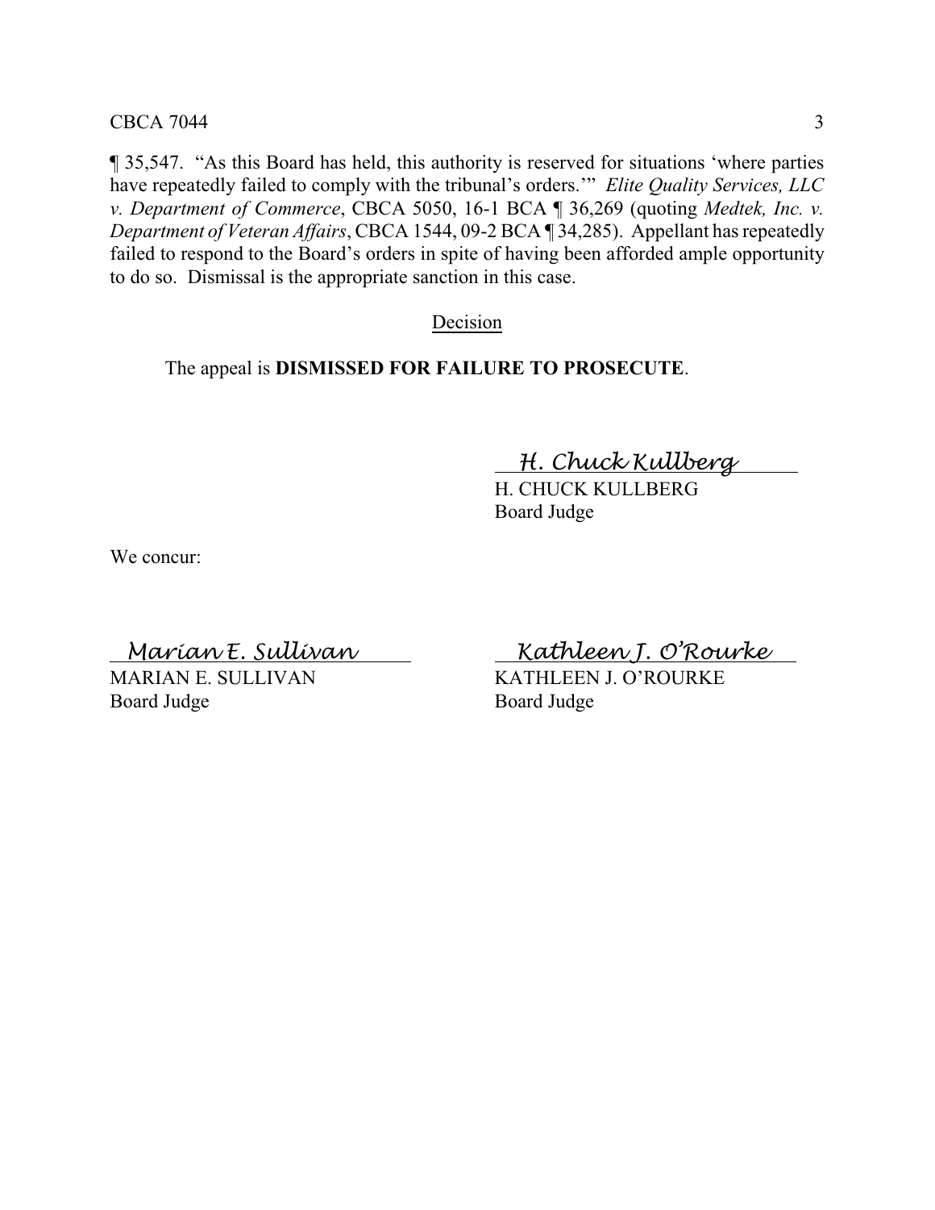¶ 35,547. "As this Board has held, this authority is reserved for situations 'where parties have repeatedly failed to comply with the tribunal's orders.'" *Elite Quality Services, LLC v. Department of Commerce*, CBCA 5050, 16-1 BCA ¶ 36,269 (quoting *Medtek, Inc. v. Department of Veteran Affairs*, CBCA 1544, 09-2 BCA ¶ 34,285). Appellant has repeatedly failed to respond to the Board's orders in spite of having been afforded ample opportunity to do so. Dismissal is the appropriate sanction in this case.

## Decision

The appeal is **DISMISSED FOR FAILURE TO PROSECUTE**.

*H. Chuck Kullberg*
H. CHUCK KULLBERG
Board Judge

We concur:

*Marian E. Sullivan*
MARIAN E. SULLIVAN
Board Judge

*Kathleen J. O'Rourke*
KATHLEEN J. O'ROURKE
Board Judge